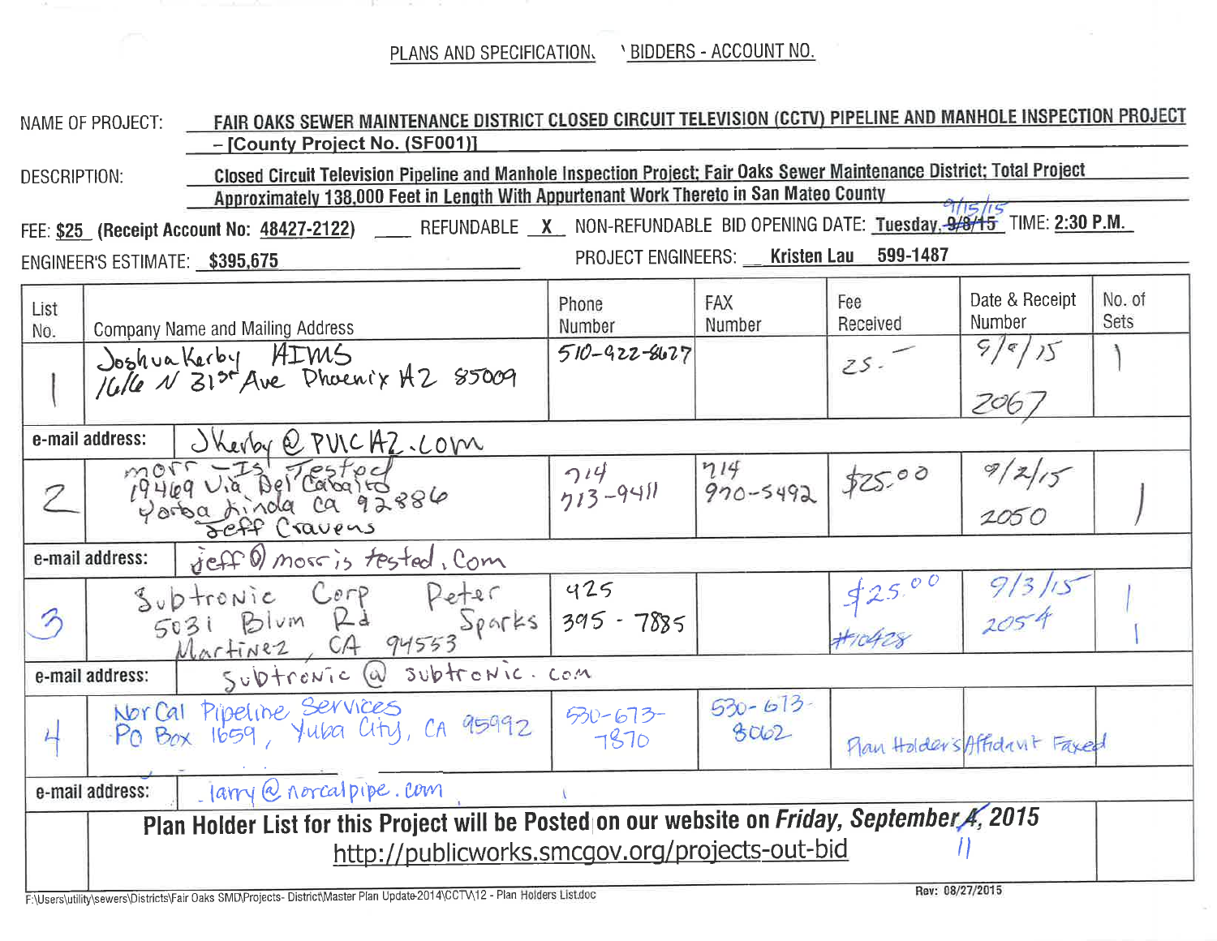PLANS AND SPECIFICATION, ' BIDDERS - ACCOUNT NO.

NAME OF PROJECT: FAIR OAKS SEWER MAINTENANCE DISTRICT CLOSED CIRCUIT TELEVISION (CCTV) PIPELINE AND MANHOLE INSPECTION PROJECT – [County Project No. (SF001)]

DESCRIPTION: Closed Circuit Television Pipeline and Manhole Inspection Project; Fair Oaks Sewer Maintenance District; Total Project Approximately 138,000 Feet in Length With Appurtenant Work Thereto in San Mateo County

FEE: $25 (Receipt Account No: 48427-2122) ____ REFUNDABLE X NON-REFUNDABLE BID OPENING DATE: Tuesday, ~~9/8/15~~ 9/15/15 TIME: 2:30 P.M.

ENGINEER'S ESTIMATE: $395,675 PROJECT ENGINEERS: Kristen Lau 599-1487

| List No. | Company Name and Mailing Address | Phone Number | FAX Number | Fee Received | Date & Receipt Number | No. of Sets |
|---|---|---|---|---|---|---|
| 1 | Joshua Kerby AIMS 1616 N 31st Ave Phoenix AZ 85009 | 510-922-8627 | | 25.– | 9/9/15 2067 | 1 |
| e-mail address: | JKerby@PUICAZ.com | | | | | |
| 2 | morris Tested 19469 Via Del Caballo Yorba Linda CA 92886 Jeff Cravens | 714 713-9411 | 714 970-5492 | $25.00 | 9/2/15 2050 | 1 |
| e-mail address: | jeff@morristested.com | | | | | |
| 3 | Subtronic Corp Peter Sparks 5031 Blum Rd Martinez, CA 94553 | 425 395-7885 | | $25.00 #10428 | 9/3/15 2054 | 1 |
| e-mail address: | subtronic@subtronic.com | | | | | |
| 4 | NorCal Pipeline Services PO Box 1659, Yuba City, CA 95992 | 530-673-7870 | 530-673-8062 | Plan Holder's Affidavit Faxed | | |
| e-mail address: | larry@norcalpipe.com | | | | | |

**Plan Holder List for this Project will be Posted on our website on *Friday, September ~~4~~ 11, 2015***
http://publicworks.smcgov.org/projects-out-bid

F:\Users\utility\sewers\Districts\Fair Oaks SMD\Projects- District\Master Plan Update-2014\CCTV\12 - Plan Holders List.doc

Rev: 08/27/2015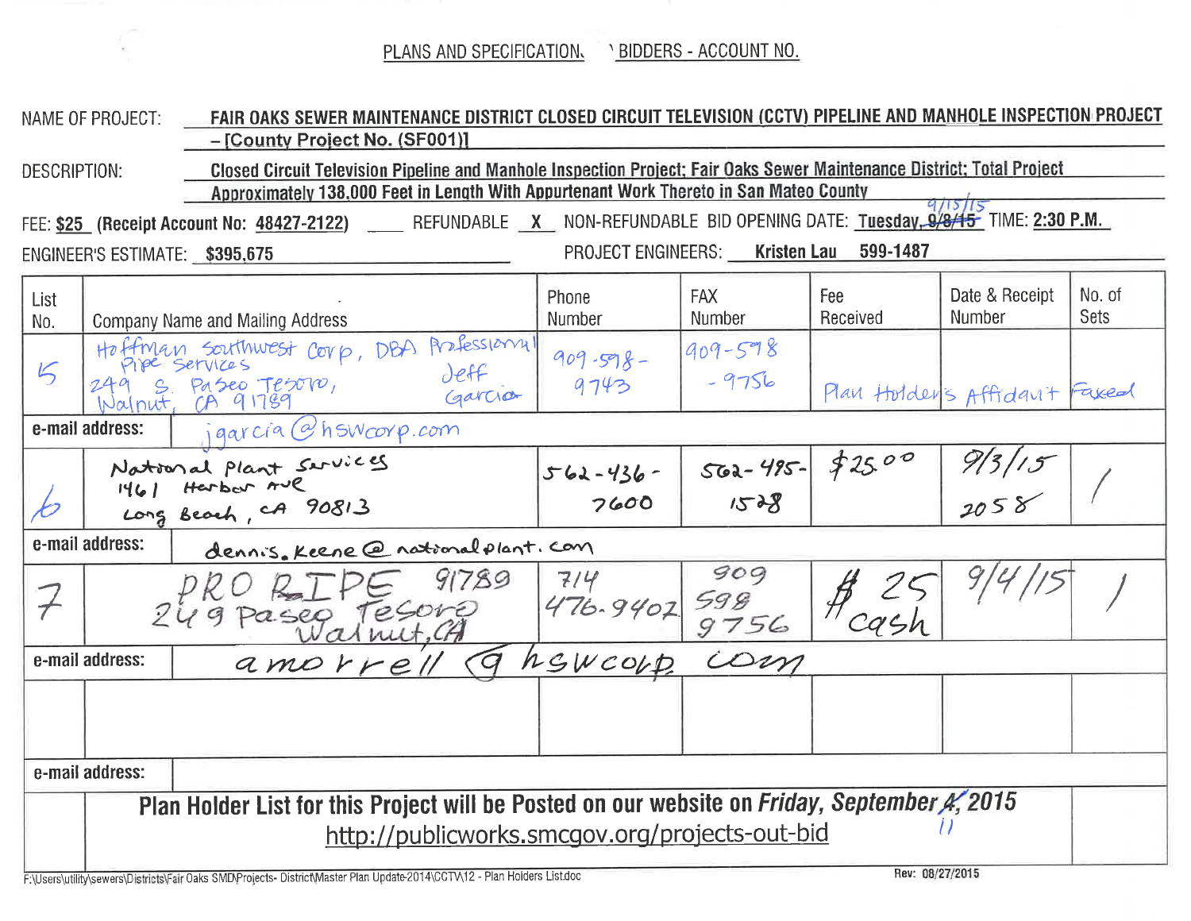PLANS AND SPECIFICATION. `BIDDERS - ACCOUNT NO.

NAME OF PROJECT: **FAIR OAKS SEWER MAINTENANCE DISTRICT CLOSED CIRCUIT TELEVISION (CCTV) PIPELINE AND MANHOLE INSPECTION PROJECT – [County Project No. (SF001)]**

DESCRIPTION: **Closed Circuit Television Pipeline and Manhole Inspection Project; Fair Oaks Sewer Maintenance District; Total Project Approximately 138,000 Feet in Length With Appurtenant Work Thereto in San Mateo County**

FEE: **$25** (Receipt Account No: **48427-2122**) ____ REFUNDABLE **X** NON-REFUNDABLE BID OPENING DATE: **Tuesday, ~~9/8/15~~ 9/15/15** TIME: **2:30 P.M.**

ENGINEER'S ESTIMATE: **$395,675** PROJECT ENGINEERS: **Kristen Lau 599-1487**

| List No. | Company Name and Mailing Address | Phone Number | FAX Number | Fee Received | Date & Receipt Number | No. of Sets |
|---|---|---|---|---|---|---|
| 5 | Hoffman Southwest Corp, DBA Professional Pipe Services, 249 S. Paseo Tesoro, Walnut, CA 91789 Jeff Garcia | 909-598-9743 | 909-598-9756 | Plan Holder's Affidavit Faxed | | |
| e-mail address: | jgarcia@hswcorp.com | | | | | |
| 6 | National Plant Services 1461 Harbor Ave Long Beach, CA 90813 | 562-436-7600 | 562-495-1528 | $25.00 | 9/3/15 2058 | 1 |
| e-mail address: | dennis.keene@nationalplant.com | | | | | |
| 7 | PRO PIPE 91789 249 Paseo Tesoro Walnut, CA | 714 476-9402 | 909 598 9756 | $25 cash | 9/4/15 | 1 |
| e-mail address: | amorrell@hswcorp.com | | | | | |
| | | | | | | |
| e-mail address: | | | | | | |

**Plan Holder List for this Project will be Posted on our website on *Friday, September ~~4~~ 11, 2015***

http://publicworks.smcgov.org/projects-out-bid

F:\Users\utility\sewers\Districts\Fair Oaks SMD\Projects- District\Master Plan Update-2014\CCTV\12 - Plan Holders List.doc

Rev: 08/27/2015